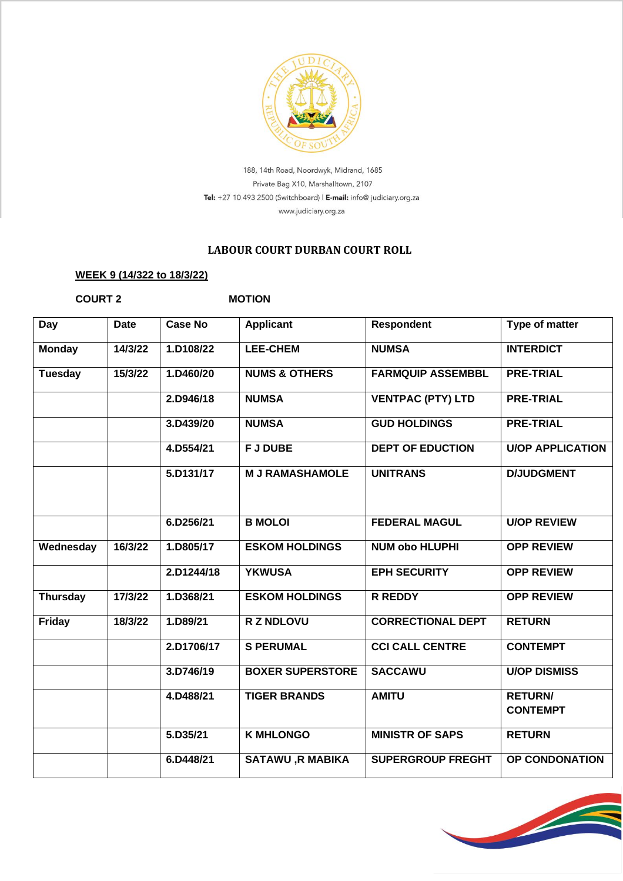188, 14th Road, Noordwyk, Midrand, 1685
Private Bag X10, Marshalltown, 2107
**Tel:** +27 10 493 2500 (Switchboard) | **E-mail:** info@ judiciary.org.za
www.judiciary.org.za

# LABOUR COURT DURBAN COURT ROLL

**WEEK 9 (14/322 to 18/3/22)**

**COURT 2** **MOTION**

| Day | Date | Case No | Applicant | Respondent | Type of matter |
|---|---|---|---|---|---|
| Monday | 14/3/22 | 1.D108/22 | LEE-CHEM | NUMSA | INTERDICT |
| Tuesday | 15/3/22 | 1.D460/20 | NUMS & OTHERS | FARMQUIP ASSEMBBL | PRE-TRIAL |
| | | 2.D946/18 | NUMSA | VENTPAC (PTY) LTD | PRE-TRIAL |
| | | 3.D439/20 | NUMSA | GUD HOLDINGS | PRE-TRIAL |
| | | 4.D554/21 | F J DUBE | DEPT OF EDUCTION | U/OP APPLICATION |
| | | 5.D131/17 | M J RAMASHAMOLE | UNITRANS | D/JUDGMENT |
| | | 6.D256/21 | B MOLOI | FEDERAL MAGUL | U/OP REVIEW |
| Wednesday | 16/3/22 | 1.D805/17 | ESKOM HOLDINGS | NUM obo HLUPHI | OPP REVIEW |
| | | 2.D1244/18 | YKWUSA | EPH SECURITY | OPP REVIEW |
| Thursday | 17/3/22 | 1.D368/21 | ESKOM HOLDINGS | R REDDY | OPP REVIEW |
| Friday | 18/3/22 | 1.D89/21 | R Z NDLOVU | CORRECTIONAL DEPT | RETURN |
| | | 2.D1706/17 | S PERUMAL | CCI CALL CENTRE | CONTEMPT |
| | | 3.D746/19 | BOXER SUPERSTORE | SACCAWU | U/OP DISMISS |
| | | 4.D488/21 | TIGER BRANDS | AMITU | RETURN/ CONTEMPT |
| | | 5.D35/21 | K MHLONGO | MINISTR OF SAPS | RETURN |
| | | 6.D448/21 | SATAWU ,R MABIKA | SUPERGROUP FREGHT | OP CONDONATION |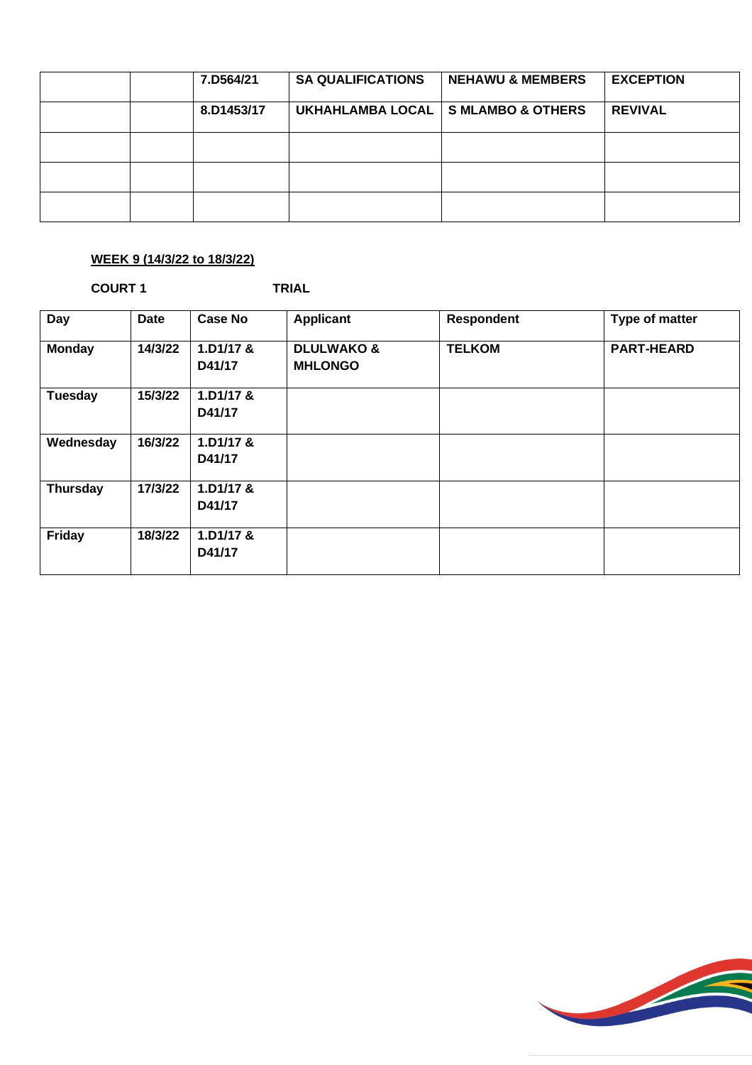| | | | | | |
|---|---|---|---|---|---|
| | | 7.D564/21 | SA QUALIFICATIONS | NEHAWU & MEMBERS | EXCEPTION |
| | | 8.D1453/17 | UKHAHLAMBA LOCAL | S MLAMBO & OTHERS | REVIVAL |
| | | | | | |
| | | | | | |
| | | | | | |

**WEEK 9 (14/3/22 to 18/3/22)**

**COURT 1** **TRIAL**

| Day | Date | Case No | Applicant | Respondent | Type of matter |
|---|---|---|---|---|---|
| Monday | 14/3/22 | 1.D1/17 & D41/17 | DLULWAKO & MHLONGO | TELKOM | PART-HEARD |
| Tuesday | 15/3/22 | 1.D1/17 & D41/17 | | | |
| Wednesday | 16/3/22 | 1.D1/17 & D41/17 | | | |
| Thursday | 17/3/22 | 1.D1/17 & D41/17 | | | |
| Friday | 18/3/22 | 1.D1/17 & D41/17 | | | |